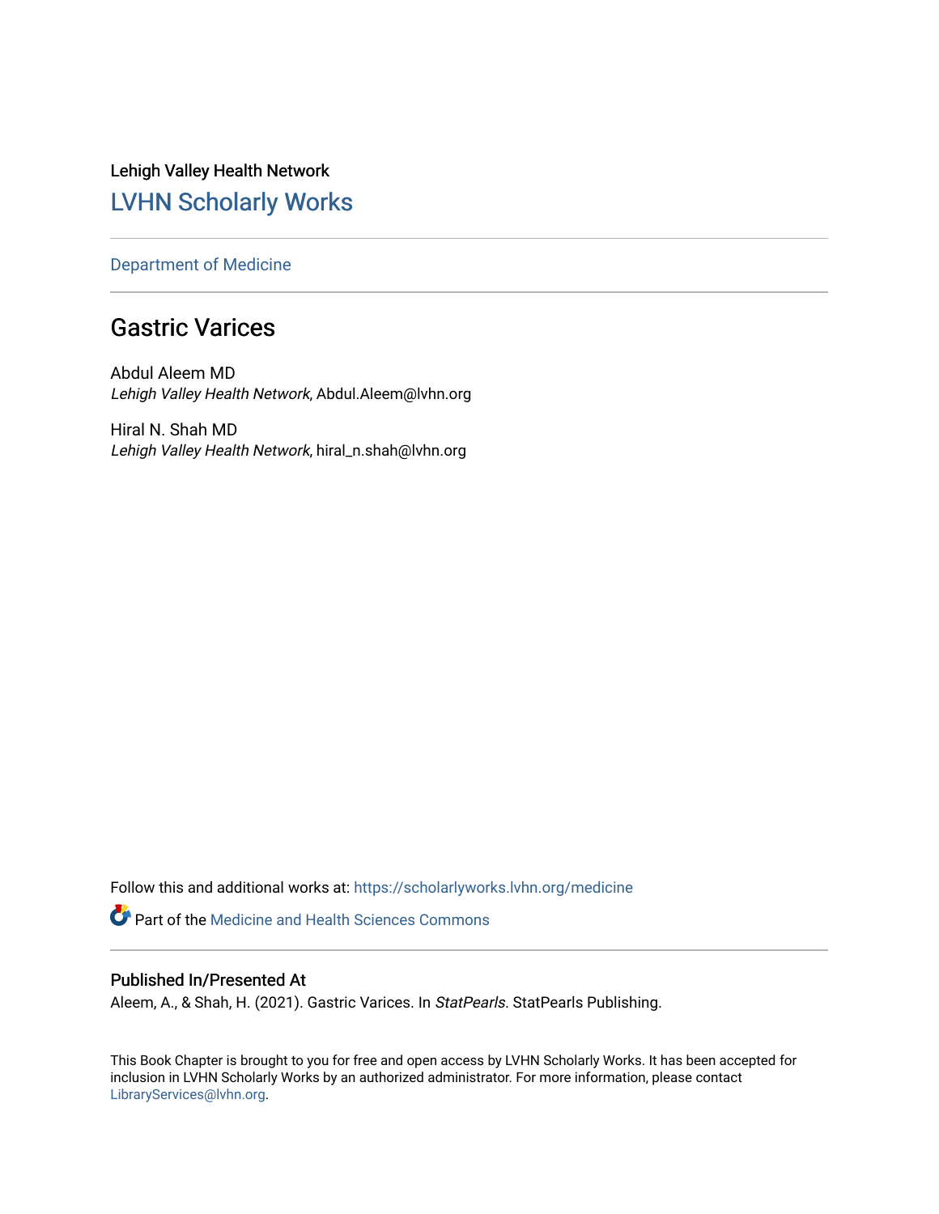Lehigh Valley Health Network

## LVHN Scholarly Works

Department of Medicine

# Gastric Varices

Abdul Aleem MD
*Lehigh Valley Health Network*, Abdul.Aleem@lvhn.org

Hiral N. Shah MD
*Lehigh Valley Health Network*, hiral_n.shah@lvhn.org

Follow this and additional works at: https://scholarlyworks.lvhn.org/medicine

Part of the Medicine and Health Sciences Commons

### Published In/Presented At

Aleem, A., & Shah, H. (2021). Gastric Varices. In *StatPearls*. StatPearls Publishing.

This Book Chapter is brought to you for free and open access by LVHN Scholarly Works. It has been accepted for inclusion in LVHN Scholarly Works by an authorized administrator. For more information, please contact LibraryServices@lvhn.org.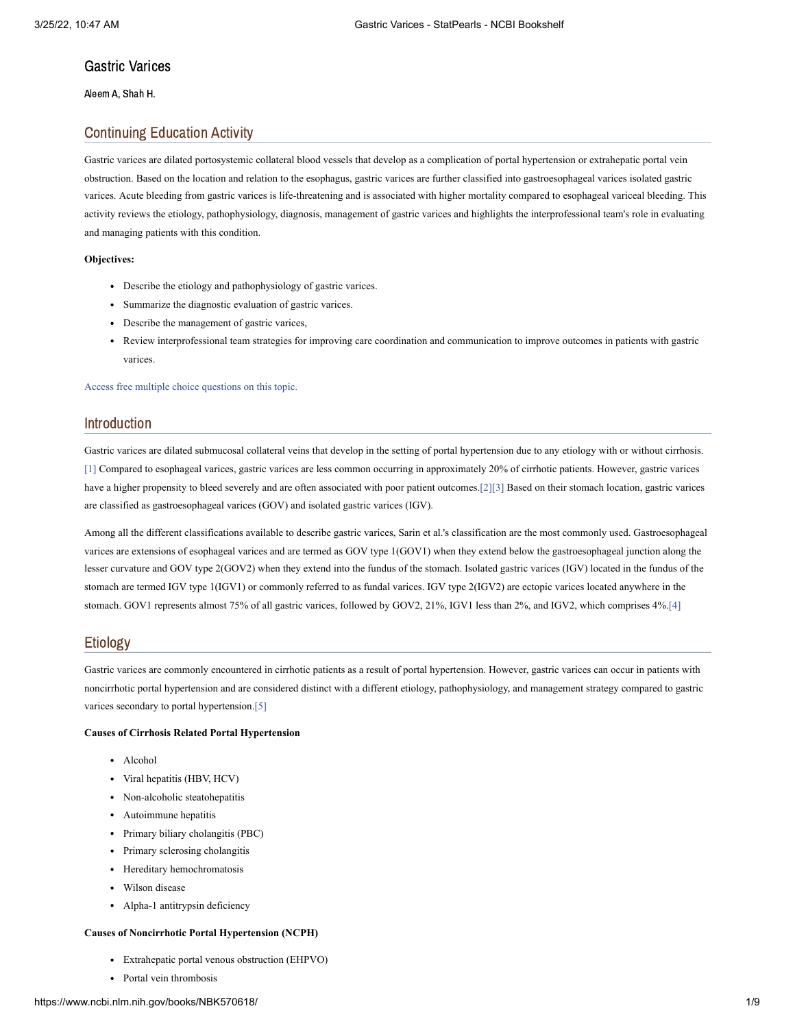# Gastric Varices

Aleem A, Shah H.

## Continuing Education Activity

Gastric varices are dilated portosystemic collateral blood vessels that develop as a complication of portal hypertension or extrahepatic portal vein obstruction. Based on the location and relation to the esophagus, gastric varices are further classified into gastroesophageal varices isolated gastric varices. Acute bleeding from gastric varices is life-threatening and is associated with higher mortality compared to esophageal variceal bleeding. This activity reviews the etiology, pathophysiology, diagnosis, management of gastric varices and highlights the interprofessional team's role in evaluating and managing patients with this condition.

**Objectives:**

- Describe the etiology and pathophysiology of gastric varices.
- Summarize the diagnostic evaluation of gastric varices.
- Describe the management of gastric varices,
- Review interprofessional team strategies for improving care coordination and communication to improve outcomes in patients with gastric varices.

Access free multiple choice questions on this topic.

## Introduction

Gastric varices are dilated submucosal collateral veins that develop in the setting of portal hypertension due to any etiology with or without cirrhosis.[1] Compared to esophageal varices, gastric varices are less common occurring in approximately 20% of cirrhotic patients. However, gastric varices have a higher propensity to bleed severely and are often associated with poor patient outcomes.[2][3] Based on their stomach location, gastric varices are classified as gastroesophageal varices (GOV) and isolated gastric varices (IGV).

Among all the different classifications available to describe gastric varices, Sarin et al.'s classification are the most commonly used. Gastroesophageal varices are extensions of esophageal varices and are termed as GOV type 1(GOV1) when they extend below the gastroesophageal junction along the lesser curvature and GOV type 2(GOV2) when they extend into the fundus of the stomach. Isolated gastric varices (IGV) located in the fundus of the stomach are termed IGV type 1(IGV1) or commonly referred to as fundal varices. IGV type 2(IGV2) are ectopic varices located anywhere in the stomach. GOV1 represents almost 75% of all gastric varices, followed by GOV2, 21%, IGV1 less than 2%, and IGV2, which comprises 4%.[4]

## Etiology

Gastric varices are commonly encountered in cirrhotic patients as a result of portal hypertension. However, gastric varices can occur in patients with noncirrhotic portal hypertension and are considered distinct with a different etiology, pathophysiology, and management strategy compared to gastric varices secondary to portal hypertension.[5]

**Causes of Cirrhosis Related Portal Hypertension**

- Alcohol
- Viral hepatitis (HBV, HCV)
- Non-alcoholic steatohepatitis
- Autoimmune hepatitis
- Primary biliary cholangitis (PBC)
- Primary sclerosing cholangitis
- Hereditary hemochromatosis
- Wilson disease
- Alpha-1 antitrypsin deficiency

**Causes of Noncirrhotic Portal Hypertension (NCPH)**

- Extrahepatic portal venous obstruction (EHPVO)
- Portal vein thrombosis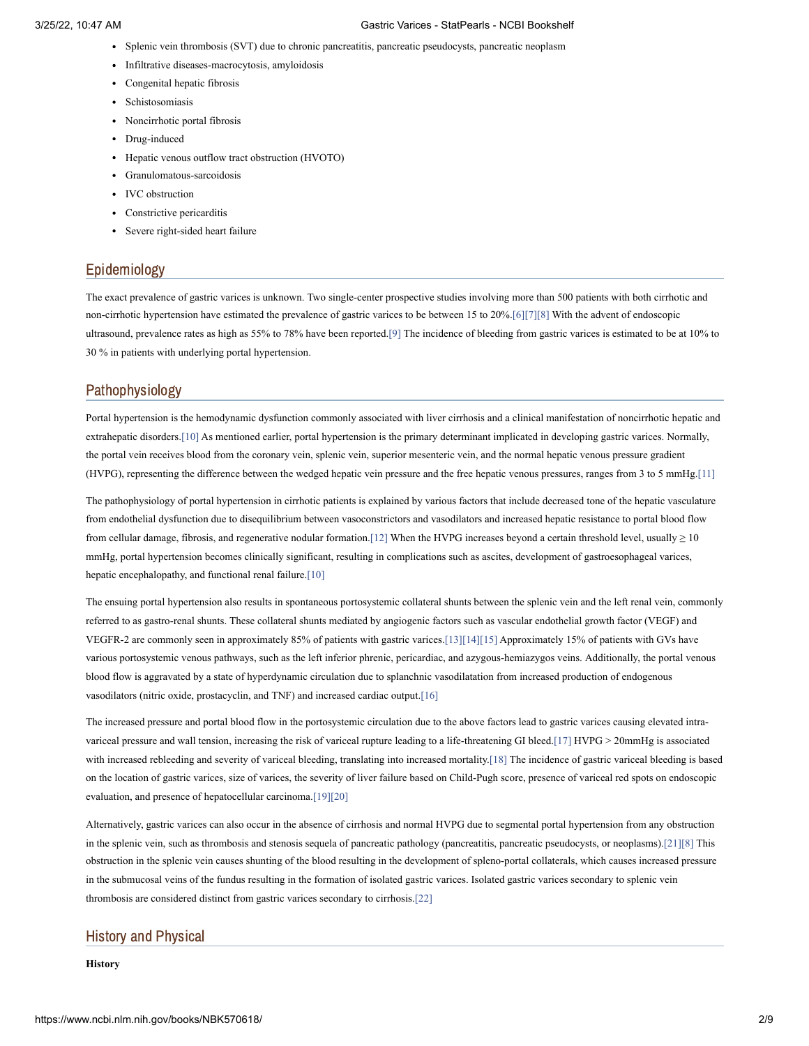- Splenic vein thrombosis (SVT) due to chronic pancreatitis, pancreatic pseudocysts, pancreatic neoplasm
- Infiltrative diseases-macrocytosis, amyloidosis
- Congenital hepatic fibrosis
- Schistosomiasis
- Noncirrhotic portal fibrosis
- Drug-induced
- Hepatic venous outflow tract obstruction (HVOTO)
- Granulomatous-sarcoidosis
- IVC obstruction
- Constrictive pericarditis
- Severe right-sided heart failure

## Epidemiology

The exact prevalence of gastric varices is unknown. Two single-center prospective studies involving more than 500 patients with both cirrhotic and non-cirrhotic hypertension have estimated the prevalence of gastric varices to be between 15 to 20%.[6][7][8] With the advent of endoscopic ultrasound, prevalence rates as high as 55% to 78% have been reported.[9] The incidence of bleeding from gastric varices is estimated to be at 10% to 30 % in patients with underlying portal hypertension.

## Pathophysiology

Portal hypertension is the hemodynamic dysfunction commonly associated with liver cirrhosis and a clinical manifestation of noncirrhotic hepatic and extrahepatic disorders.[10] As mentioned earlier, portal hypertension is the primary determinant implicated in developing gastric varices. Normally, the portal vein receives blood from the coronary vein, splenic vein, superior mesenteric vein, and the normal hepatic venous pressure gradient (HVPG), representing the difference between the wedged hepatic vein pressure and the free hepatic venous pressures, ranges from 3 to 5 mmHg.[11]

The pathophysiology of portal hypertension in cirrhotic patients is explained by various factors that include decreased tone of the hepatic vasculature from endothelial dysfunction due to disequilibrium between vasoconstrictors and vasodilators and increased hepatic resistance to portal blood flow from cellular damage, fibrosis, and regenerative nodular formation.[12] When the HVPG increases beyond a certain threshold level, usually $\geq$ 10 mmHg, portal hypertension becomes clinically significant, resulting in complications such as ascites, development of gastroesophageal varices, hepatic encephalopathy, and functional renal failure.[10]

The ensuing portal hypertension also results in spontaneous portosystemic collateral shunts between the splenic vein and the left renal vein, commonly referred to as gastro-renal shunts. These collateral shunts mediated by angiogenic factors such as vascular endothelial growth factor (VEGF) and VEGFR-2 are commonly seen in approximately 85% of patients with gastric varices.[13][14][15] Approximately 15% of patients with GVs have various portosystemic venous pathways, such as the left inferior phrenic, pericardiac, and azygous-hemiazygos veins. Additionally, the portal venous blood flow is aggravated by a state of hyperdynamic circulation due to splanchnic vasodilatation from increased production of endogenous vasodilators (nitric oxide, prostacyclin, and TNF) and increased cardiac output.[16]

The increased pressure and portal blood flow in the portosystemic circulation due to the above factors lead to gastric varices causing elevated intra-variceal pressure and wall tension, increasing the risk of variceal rupture leading to a life-threatening GI bleed.[17] HVPG > 20mmHg is associated with increased rebleeding and severity of variceal bleeding, translating into increased mortality.[18] The incidence of gastric variceal bleeding is based on the location of gastric varices, size of varices, the severity of liver failure based on Child-Pugh score, presence of variceal red spots on endoscopic evaluation, and presence of hepatocellular carcinoma.[19][20]

Alternatively, gastric varices can also occur in the absence of cirrhosis and normal HVPG due to segmental portal hypertension from any obstruction in the splenic vein, such as thrombosis and stenosis sequela of pancreatic pathology (pancreatitis, pancreatic pseudocysts, or neoplasms).[21][8] This obstruction in the splenic vein causes shunting of the blood resulting in the development of spleno-portal collaterals, which causes increased pressure in the submucosal veins of the fundus resulting in the formation of isolated gastric varices. Isolated gastric varices secondary to splenic vein thrombosis are considered distinct from gastric varices secondary to cirrhosis.[22]

## History and Physical

**History**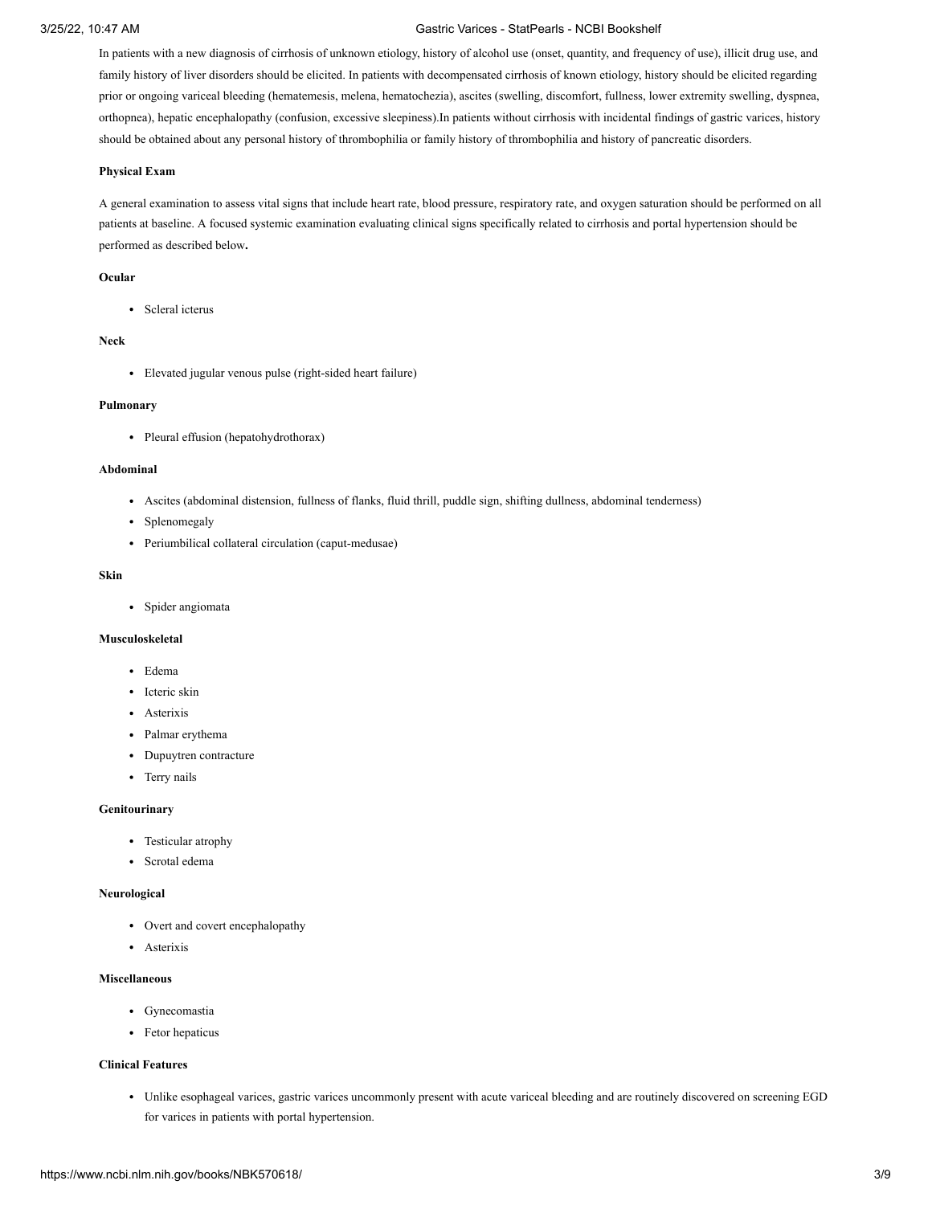In patients with a new diagnosis of cirrhosis of unknown etiology, history of alcohol use (onset, quantity, and frequency of use), illicit drug use, and family history of liver disorders should be elicited. In patients with decompensated cirrhosis of known etiology, history should be elicited regarding prior or ongoing variceal bleeding (hematemesis, melena, hematochezia), ascites (swelling, discomfort, fullness, lower extremity swelling, dyspnea, orthopnea), hepatic encephalopathy (confusion, excessive sleepiness).In patients without cirrhosis with incidental findings of gastric varices, history should be obtained about any personal history of thrombophilia or family history of thrombophilia and history of pancreatic disorders.

**Physical Exam**

A general examination to assess vital signs that include heart rate, blood pressure, respiratory rate, and oxygen saturation should be performed on all patients at baseline. A focused systemic examination evaluating clinical signs specifically related to cirrhosis and portal hypertension should be performed as described below**.**

**Ocular**

- Scleral icterus

**Neck**

- Elevated jugular venous pulse (right-sided heart failure)

**Pulmonary**

- Pleural effusion (hepatohydrothorax)

**Abdominal**

- Ascites (abdominal distension, fullness of flanks, fluid thrill, puddle sign, shifting dullness, abdominal tenderness)
- Splenomegaly
- Periumbilical collateral circulation (caput-medusae)

**Skin**

- Spider angiomata

**Musculoskeletal**

- Edema
- Icteric skin
- Asterixis
- Palmar erythema
- Dupuytren contracture
- Terry nails

**Genitourinary**

- Testicular atrophy
- Scrotal edema

**Neurological**

- Overt and covert encephalopathy
- Asterixis

**Miscellaneous**

- Gynecomastia
- Fetor hepaticus

**Clinical Features**

- Unlike esophageal varices, gastric varices uncommonly present with acute variceal bleeding and are routinely discovered on screening EGD for varices in patients with portal hypertension.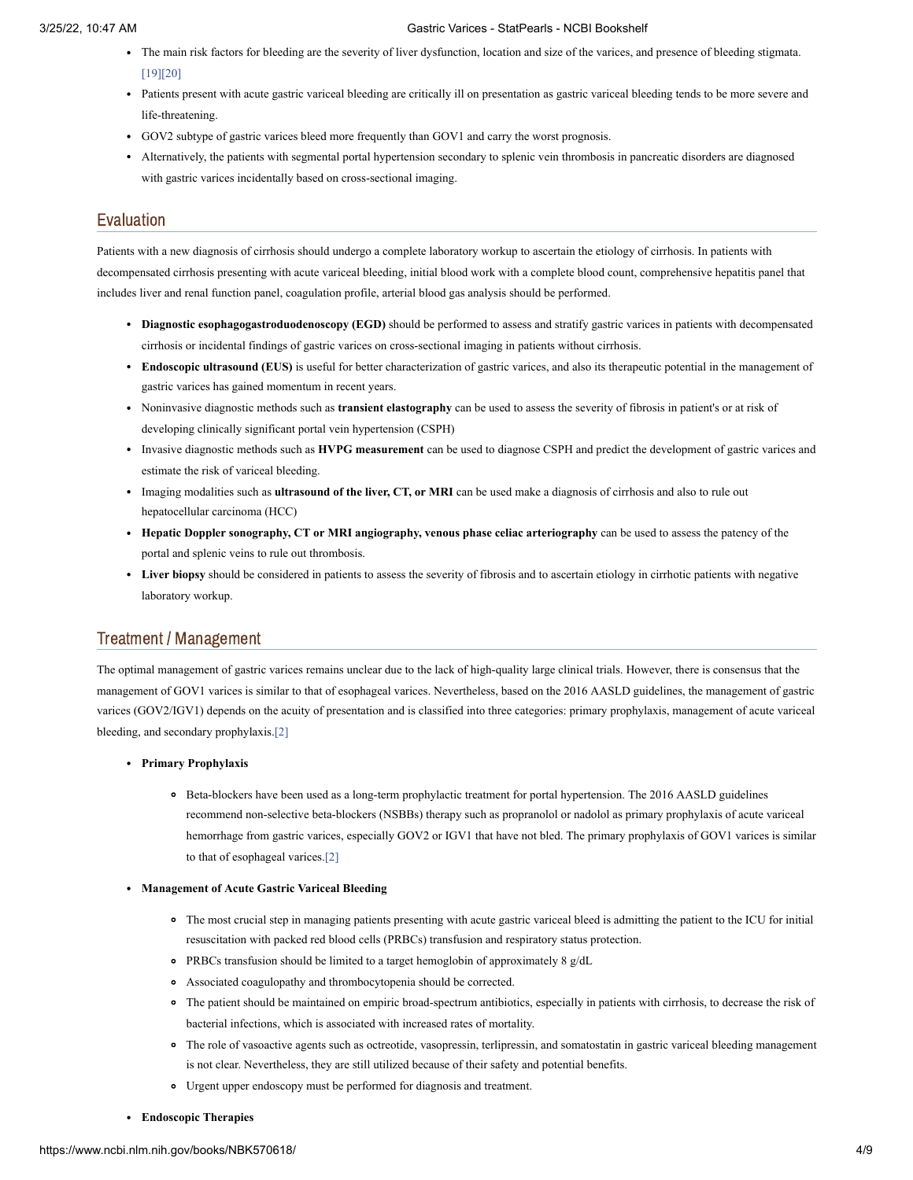- The main risk factors for bleeding are the severity of liver dysfunction, location and size of the varices, and presence of bleeding stigmata.[19][20]
- Patients present with acute gastric variceal bleeding are critically ill on presentation as gastric variceal bleeding tends to be more severe and life-threatening.
- GOV2 subtype of gastric varices bleed more frequently than GOV1 and carry the worst prognosis.
- Alternatively, the patients with segmental portal hypertension secondary to splenic vein thrombosis in pancreatic disorders are diagnosed with gastric varices incidentally based on cross-sectional imaging.

## Evaluation

Patients with a new diagnosis of cirrhosis should undergo a complete laboratory workup to ascertain the etiology of cirrhosis. In patients with decompensated cirrhosis presenting with acute variceal bleeding, initial blood work with a complete blood count, comprehensive hepatitis panel that includes liver and renal function panel, coagulation profile, arterial blood gas analysis should be performed.

- **Diagnostic esophagogastroduodenoscopy (EGD)** should be performed to assess and stratify gastric varices in patients with decompensated cirrhosis or incidental findings of gastric varices on cross-sectional imaging in patients without cirrhosis.
- **Endoscopic ultrasound (EUS)** is useful for better characterization of gastric varices, and also its therapeutic potential in the management of gastric varices has gained momentum in recent years.
- Noninvasive diagnostic methods such as **transient elastography** can be used to assess the severity of fibrosis in patient's or at risk of developing clinically significant portal vein hypertension (CSPH)
- Invasive diagnostic methods such as **HVPG measurement** can be used to diagnose CSPH and predict the development of gastric varices and estimate the risk of variceal bleeding.
- Imaging modalities such as **ultrasound of the liver, CT, or MRI** can be used make a diagnosis of cirrhosis and also to rule out hepatocellular carcinoma (HCC)
- **Hepatic Doppler sonography, CT or MRI angiography, venous phase celiac arteriography** can be used to assess the patency of the portal and splenic veins to rule out thrombosis.
- **Liver biopsy** should be considered in patients to assess the severity of fibrosis and to ascertain etiology in cirrhotic patients with negative laboratory workup.

## Treatment / Management

The optimal management of gastric varices remains unclear due to the lack of high-quality large clinical trials. However, there is consensus that the management of GOV1 varices is similar to that of esophageal varices. Nevertheless, based on the 2016 AASLD guidelines, the management of gastric varices (GOV2/IGV1) depends on the acuity of presentation and is classified into three categories: primary prophylaxis, management of acute variceal bleeding, and secondary prophylaxis.[2]

- **Primary Prophylaxis**
  - Beta-blockers have been used as a long-term prophylactic treatment for portal hypertension. The 2016 AASLD guidelines recommend non-selective beta-blockers (NSBBs) therapy such as propranolol or nadolol as primary prophylaxis of acute variceal hemorrhage from gastric varices, especially GOV2 or IGV1 that have not bled. The primary prophylaxis of GOV1 varices is similar to that of esophageal varices.[2]
- **Management of Acute Gastric Variceal Bleeding**
  - The most crucial step in managing patients presenting with acute gastric variceal bleed is admitting the patient to the ICU for initial resuscitation with packed red blood cells (PRBCs) transfusion and respiratory status protection.
  - PRBCs transfusion should be limited to a target hemoglobin of approximately 8 g/dL
  - Associated coagulopathy and thrombocytopenia should be corrected.
  - The patient should be maintained on empiric broad-spectrum antibiotics, especially in patients with cirrhosis, to decrease the risk of bacterial infections, which is associated with increased rates of mortality.
  - The role of vasoactive agents such as octreotide, vasopressin, terlipressin, and somatostatin in gastric variceal bleeding management is not clear. Nevertheless, they are still utilized because of their safety and potential benefits.
  - Urgent upper endoscopy must be performed for diagnosis and treatment.
- **Endoscopic Therapies**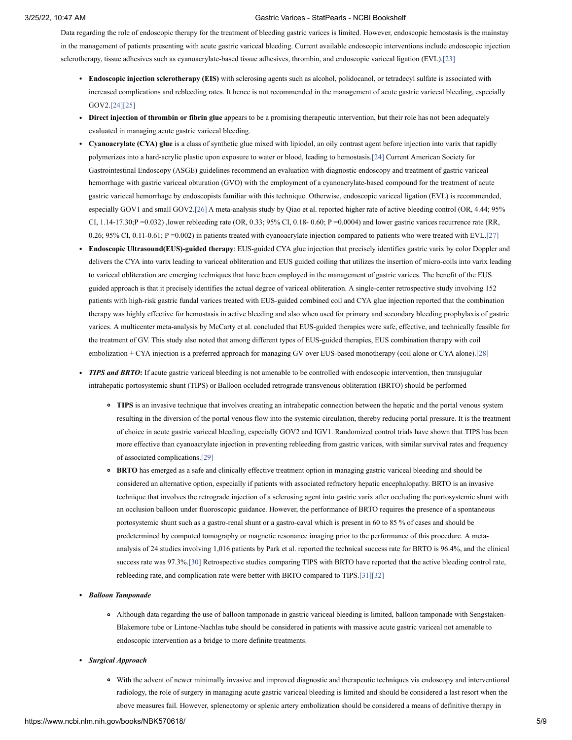Data regarding the role of endoscopic therapy for the treatment of bleeding gastric varices is limited. However, endoscopic hemostasis is the mainstay in the management of patients presenting with acute gastric variceal bleeding. Current available endoscopic interventions include endoscopic injection sclerotherapy, tissue adhesives such as cyanoacrylate-based tissue adhesives, thrombin, and endoscopic variceal ligation (EVL).[23]

- **Endoscopic injection sclerotherapy (EIS)** with sclerosing agents such as alcohol, polidocanol, or tetradecyl sulfate is associated with increased complications and rebleeding rates. It hence is not recommended in the management of acute gastric variceal bleeding, especially GOV2.[24][25]
- **Direct injection of thrombin or fibrin glue** appears to be a promising therapeutic intervention, but their role has not been adequately evaluated in managing acute gastric variceal bleeding.
- **Cyanoacrylate (CYA) glue** is a class of synthetic glue mixed with lipiodol, an oily contrast agent before injection into varix that rapidly polymerizes into a hard-acrylic plastic upon exposure to water or blood, leading to hemostasis.[24] Current American Society for Gastrointestinal Endoscopy (ASGE) guidelines recommend an evaluation with diagnostic endoscopy and treatment of gastric variceal hemorrhage with gastric variceal obturation (GVO) with the employment of a cyanoacrylate-based compound for the treatment of acute gastric variceal hemorrhage by endoscopists familiar with this technique. Otherwise, endoscopic variceal ligation (EVL) is recommended, especially GOV1 and small GOV2.[26] A meta-analysis study by Qiao et al. reported higher rate of active bleeding control (OR, 4.44; 95% CI, 1.14-17.30;P =0.032) ,lower rebleeding rate (OR, 0.33; 95% CI, 0.18- 0.60; P =0.0004) and lower gastric varices recurrence rate (RR, 0.26; 95% CI, 0.11-0.61; P =0.002) in patients treated with cyanoacrylate injection compared to patients who were treated with EVL.[27]
- **Endoscopic Ultrasound(EUS)-guided therapy**: EUS-guided CYA glue injection that precisely identifies gastric varix by color Doppler and delivers the CYA into varix leading to variceal obliteration and EUS guided coiling that utilizes the insertion of micro-coils into varix leading to variceal obliteration are emerging techniques that have been employed in the management of gastric varices. The benefit of the EUS guided approach is that it precisely identifies the actual degree of variceal obliteration. A single-center retrospective study involving 152 patients with high-risk gastric fundal varices treated with EUS-guided combined coil and CYA glue injection reported that the combination therapy was highly effective for hemostasis in active bleeding and also when used for primary and secondary bleeding prophylaxis of gastric varices. A multicenter meta-analysis by McCarty et al. concluded that EUS-guided therapies were safe, effective, and technically feasible for the treatment of GV. This study also noted that among different types of EUS-guided therapies, EUS combination therapy with coil embolization + CYA injection is a preferred approach for managing GV over EUS-based monotherapy (coil alone or CYA alone).[28]
- ***TIPS and BRTO*****:** If acute gastric variceal bleeding is not amenable to be controlled with endoscopic intervention, then transjugular intrahepatic portosystemic shunt (TIPS) or Balloon occluded retrograde transvenous obliteration (BRTO) should be performed
  - **TIPS** is an invasive technique that involves creating an intrahepatic connection between the hepatic and the portal venous system resulting in the diversion of the portal venous flow into the systemic circulation, thereby reducing portal pressure. It is the treatment of choice in acute gastric variceal bleeding, especially GOV2 and IGV1. Randomized control trials have shown that TIPS has been more effective than cyanoacrylate injection in preventing rebleeding from gastric varices, with similar survival rates and frequency of associated complications.[29]
  - **BRTO** has emerged as a safe and clinically effective treatment option in managing gastric variceal bleeding and should be considered an alternative option, especially if patients with associated refractory hepatic encephalopathy. BRTO is an invasive technique that involves the retrograde injection of a sclerosing agent into gastric varix after occluding the portosystemic shunt with an occlusion balloon under fluoroscopic guidance. However, the performance of BRTO requires the presence of a spontaneous portosystemic shunt such as a gastro-renal shunt or a gastro-caval which is present in 60 to 85 % of cases and should be predetermined by computed tomography or magnetic resonance imaging prior to the performance of this procedure. A meta-analysis of 24 studies involving 1,016 patients by Park et al. reported the technical success rate for BRTO is 96.4%, and the clinical success rate was 97.3%.[30] Retrospective studies comparing TIPS with BRTO have reported that the active bleeding control rate, rebleeding rate, and complication rate were better with BRTO compared to TIPS.[31][32]
- ***Balloon Tamponade***
  - Although data regarding the use of balloon tamponade in gastric variceal bleeding is limited, balloon tamponade with Sengstaken-Blakemore tube or Lintone-Nachlas tube should be considered in patients with massive acute gastric variceal not amenable to endoscopic intervention as a bridge to more definite treatments.
- ***Surgical Approach***
  - With the advent of newer minimally invasive and improved diagnostic and therapeutic techniques via endoscopy and interventional radiology, the role of surgery in managing acute gastric variceal bleeding is limited and should be considered a last resort when the above measures fail. However, splenectomy or splenic artery embolization should be considered a means of definitive therapy in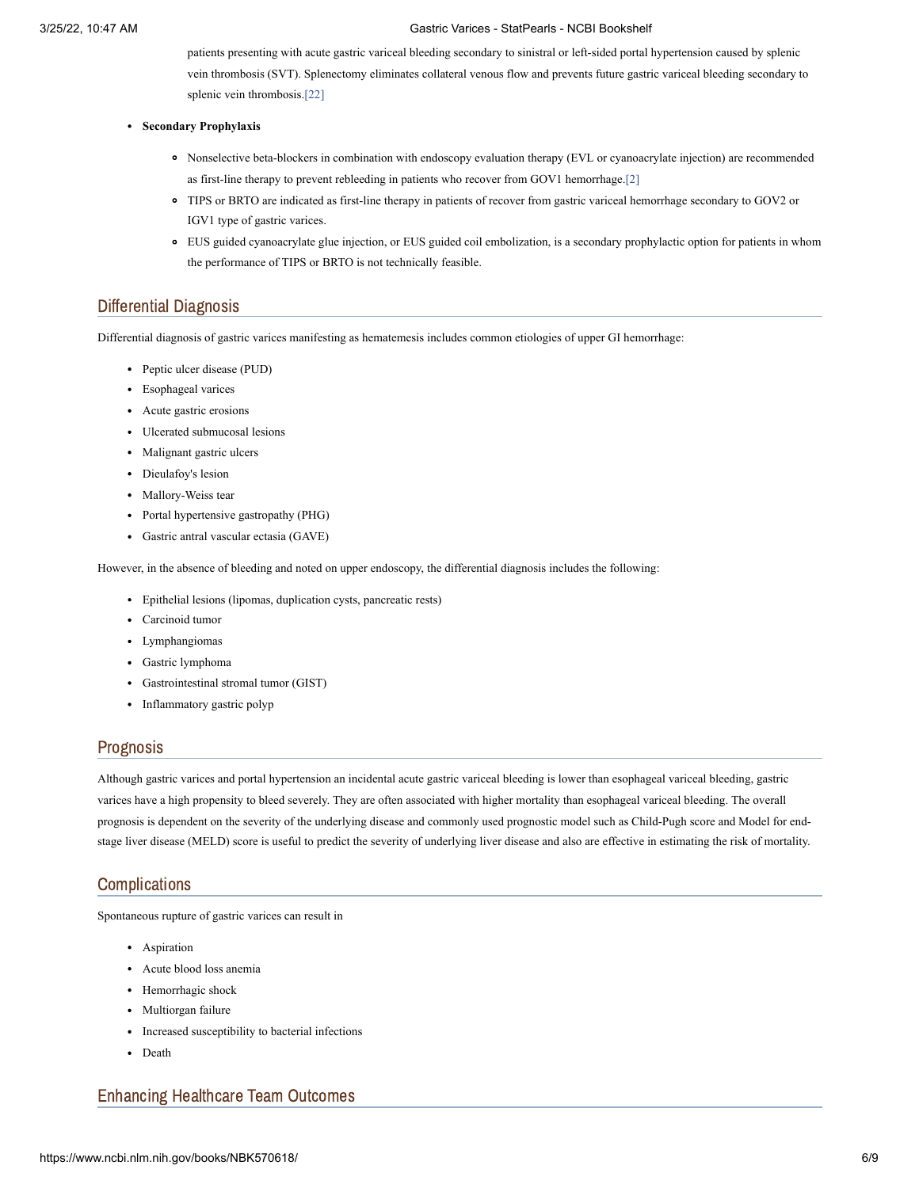patients presenting with acute gastric variceal bleeding secondary to sinistral or left-sided portal hypertension caused by splenic vein thrombosis (SVT). Splenectomy eliminates collateral venous flow and prevents future gastric variceal bleeding secondary to splenic vein thrombosis.[22]

- **Secondary Prophylaxis**
  - Nonselective beta-blockers in combination with endoscopy evaluation therapy (EVL or cyanoacrylate injection) are recommended as first-line therapy to prevent rebleeding in patients who recover from GOV1 hemorrhage.[2]
  - TIPS or BRTO are indicated as first-line therapy in patients of recover from gastric variceal hemorrhage secondary to GOV2 or IGV1 type of gastric varices.
  - EUS guided cyanoacrylate glue injection, or EUS guided coil embolization, is a secondary prophylactic option for patients in whom the performance of TIPS or BRTO is not technically feasible.

## Differential Diagnosis

Differential diagnosis of gastric varices manifesting as hematemesis includes common etiologies of upper GI hemorrhage:

- Peptic ulcer disease (PUD)
- Esophageal varices
- Acute gastric erosions
- Ulcerated submucosal lesions
- Malignant gastric ulcers
- Dieulafoy's lesion
- Mallory-Weiss tear
- Portal hypertensive gastropathy (PHG)
- Gastric antral vascular ectasia (GAVE)

However, in the absence of bleeding and noted on upper endoscopy, the differential diagnosis includes the following:

- Epithelial lesions (lipomas, duplication cysts, pancreatic rests)
- Carcinoid tumor
- Lymphangiomas
- Gastric lymphoma
- Gastrointestinal stromal tumor (GIST)
- Inflammatory gastric polyp

## Prognosis

Although gastric varices and portal hypertension an incidental acute gastric variceal bleeding is lower than esophageal variceal bleeding, gastric varices have a high propensity to bleed severely. They are often associated with higher mortality than esophageal variceal bleeding. The overall prognosis is dependent on the severity of the underlying disease and commonly used prognostic model such as Child-Pugh score and Model for end-stage liver disease (MELD) score is useful to predict the severity of underlying liver disease and also are effective in estimating the risk of mortality.

## Complications

Spontaneous rupture of gastric varices can result in

- Aspiration
- Acute blood loss anemia
- Hemorrhagic shock
- Multiorgan failure
- Increased susceptibility to bacterial infections
- Death

## Enhancing Healthcare Team Outcomes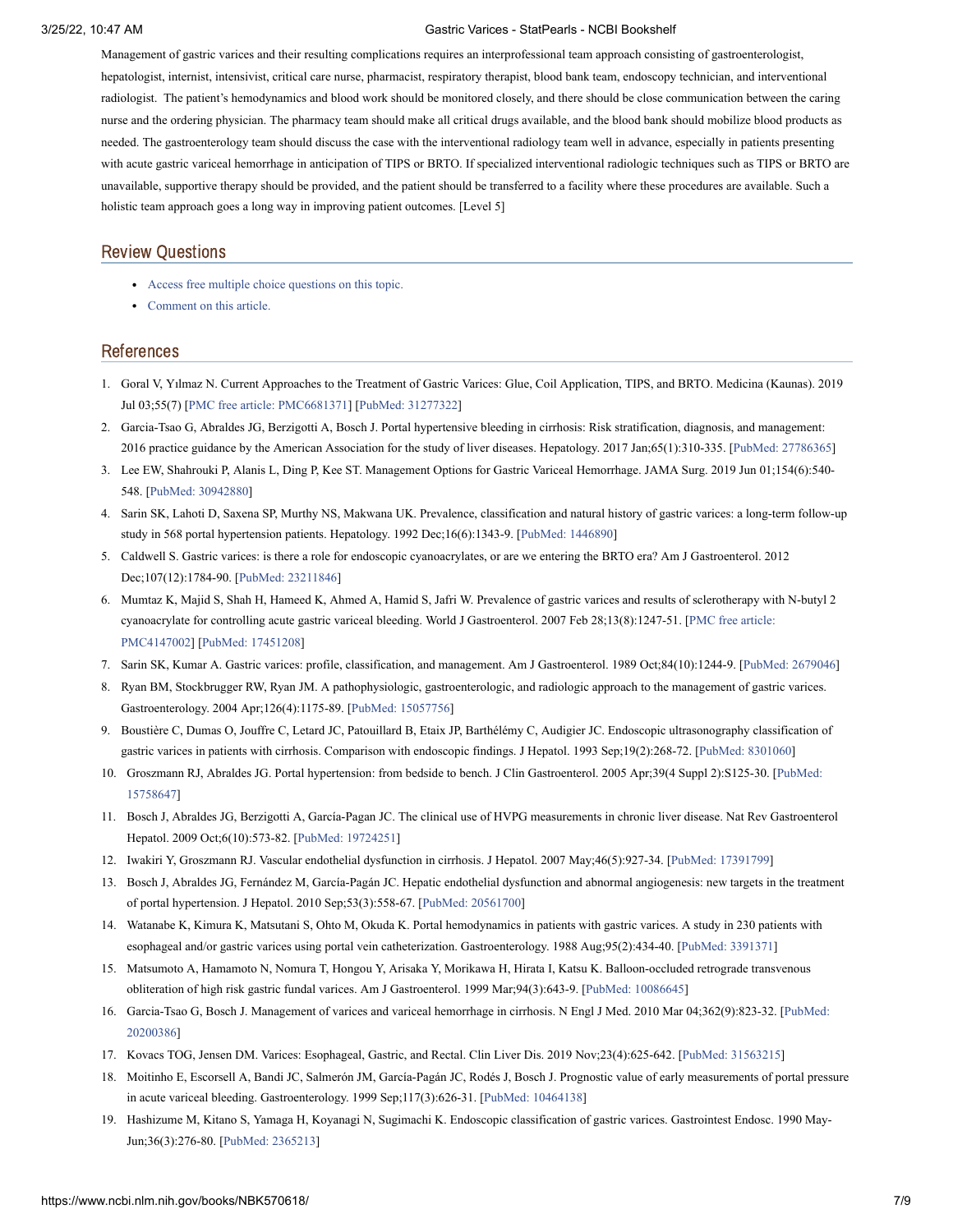Management of gastric varices and their resulting complications requires an interprofessional team approach consisting of gastroenterologist, hepatologist, internist, intensivist, critical care nurse, pharmacist, respiratory therapist, blood bank team, endoscopy technician, and interventional radiologist. The patient's hemodynamics and blood work should be monitored closely, and there should be close communication between the caring nurse and the ordering physician. The pharmacy team should make all critical drugs available, and the blood bank should mobilize blood products as needed. The gastroenterology team should discuss the case with the interventional radiology team well in advance, especially in patients presenting with acute gastric variceal hemorrhage in anticipation of TIPS or BRTO. If specialized interventional radiologic techniques such as TIPS or BRTO are unavailable, supportive therapy should be provided, and the patient should be transferred to a facility where these procedures are available. Such a holistic team approach goes a long way in improving patient outcomes. [Level 5]

## Review Questions

- Access free multiple choice questions on this topic.
- Comment on this article.

## References

1. Goral V, Yılmaz N. Current Approaches to the Treatment of Gastric Varices: Glue, Coil Application, TIPS, and BRTO. Medicina (Kaunas). 2019 Jul 03;55(7) [PMC free article: PMC6681371] [PubMed: 31277322]
2. Garcia-Tsao G, Abraldes JG, Berzigotti A, Bosch J. Portal hypertensive bleeding in cirrhosis: Risk stratification, diagnosis, and management: 2016 practice guidance by the American Association for the study of liver diseases. Hepatology. 2017 Jan;65(1):310-335. [PubMed: 27786365]
3. Lee EW, Shahrouki P, Alanis L, Ding P, Kee ST. Management Options for Gastric Variceal Hemorrhage. JAMA Surg. 2019 Jun 01;154(6):540-548. [PubMed: 30942880]
4. Sarin SK, Lahoti D, Saxena SP, Murthy NS, Makwana UK. Prevalence, classification and natural history of gastric varices: a long-term follow-up study in 568 portal hypertension patients. Hepatology. 1992 Dec;16(6):1343-9. [PubMed: 1446890]
5. Caldwell S. Gastric varices: is there a role for endoscopic cyanoacrylates, or are we entering the BRTO era? Am J Gastroenterol. 2012 Dec;107(12):1784-90. [PubMed: 23211846]
6. Mumtaz K, Majid S, Shah H, Hameed K, Ahmed A, Hamid S, Jafri W. Prevalence of gastric varices and results of sclerotherapy with N-butyl 2 cyanoacrylate for controlling acute gastric variceal bleeding. World J Gastroenterol. 2007 Feb 28;13(8):1247-51. [PMC free article: PMC4147002] [PubMed: 17451208]
7. Sarin SK, Kumar A. Gastric varices: profile, classification, and management. Am J Gastroenterol. 1989 Oct;84(10):1244-9. [PubMed: 2679046]
8. Ryan BM, Stockbrugger RW, Ryan JM. A pathophysiologic, gastroenterologic, and radiologic approach to the management of gastric varices. Gastroenterology. 2004 Apr;126(4):1175-89. [PubMed: 15057756]
9. Boustière C, Dumas O, Jouffre C, Letard JC, Patouillard B, Etaix JP, Barthélémy C, Audigier JC. Endoscopic ultrasonography classification of gastric varices in patients with cirrhosis. Comparison with endoscopic findings. J Hepatol. 1993 Sep;19(2):268-72. [PubMed: 8301060]
10. Groszmann RJ, Abraldes JG. Portal hypertension: from bedside to bench. J Clin Gastroenterol. 2005 Apr;39(4 Suppl 2):S125-30. [PubMed: 15758647]
11. Bosch J, Abraldes JG, Berzigotti A, García-Pagan JC. The clinical use of HVPG measurements in chronic liver disease. Nat Rev Gastroenterol Hepatol. 2009 Oct;6(10):573-82. [PubMed: 19724251]
12. Iwakiri Y, Groszmann RJ. Vascular endothelial dysfunction in cirrhosis. J Hepatol. 2007 May;46(5):927-34. [PubMed: 17391799]
13. Bosch J, Abraldes JG, Fernández M, García-Pagán JC. Hepatic endothelial dysfunction and abnormal angiogenesis: new targets in the treatment of portal hypertension. J Hepatol. 2010 Sep;53(3):558-67. [PubMed: 20561700]
14. Watanabe K, Kimura K, Matsutani S, Ohto M, Okuda K. Portal hemodynamics in patients with gastric varices. A study in 230 patients with esophageal and/or gastric varices using portal vein catheterization. Gastroenterology. 1988 Aug;95(2):434-40. [PubMed: 3391371]
15. Matsumoto A, Hamamoto N, Nomura T, Hongou Y, Arisaka Y, Morikawa H, Hirata I, Katsu K. Balloon-occluded retrograde transvenous obliteration of high risk gastric fundal varices. Am J Gastroenterol. 1999 Mar;94(3):643-9. [PubMed: 10086645]
16. Garcia-Tsao G, Bosch J. Management of varices and variceal hemorrhage in cirrhosis. N Engl J Med. 2010 Mar 04;362(9):823-32. [PubMed: 20200386]
17. Kovacs TOG, Jensen DM. Varices: Esophageal, Gastric, and Rectal. Clin Liver Dis. 2019 Nov;23(4):625-642. [PubMed: 31563215]
18. Moitinho E, Escorsell A, Bandi JC, Salmerón JM, García-Pagán JC, Rodés J, Bosch J. Prognostic value of early measurements of portal pressure in acute variceal bleeding. Gastroenterology. 1999 Sep;117(3):626-31. [PubMed: 10464138]
19. Hashizume M, Kitano S, Yamaga H, Koyanagi N, Sugimachi K. Endoscopic classification of gastric varices. Gastrointest Endosc. 1990 May-Jun;36(3):276-80. [PubMed: 2365213]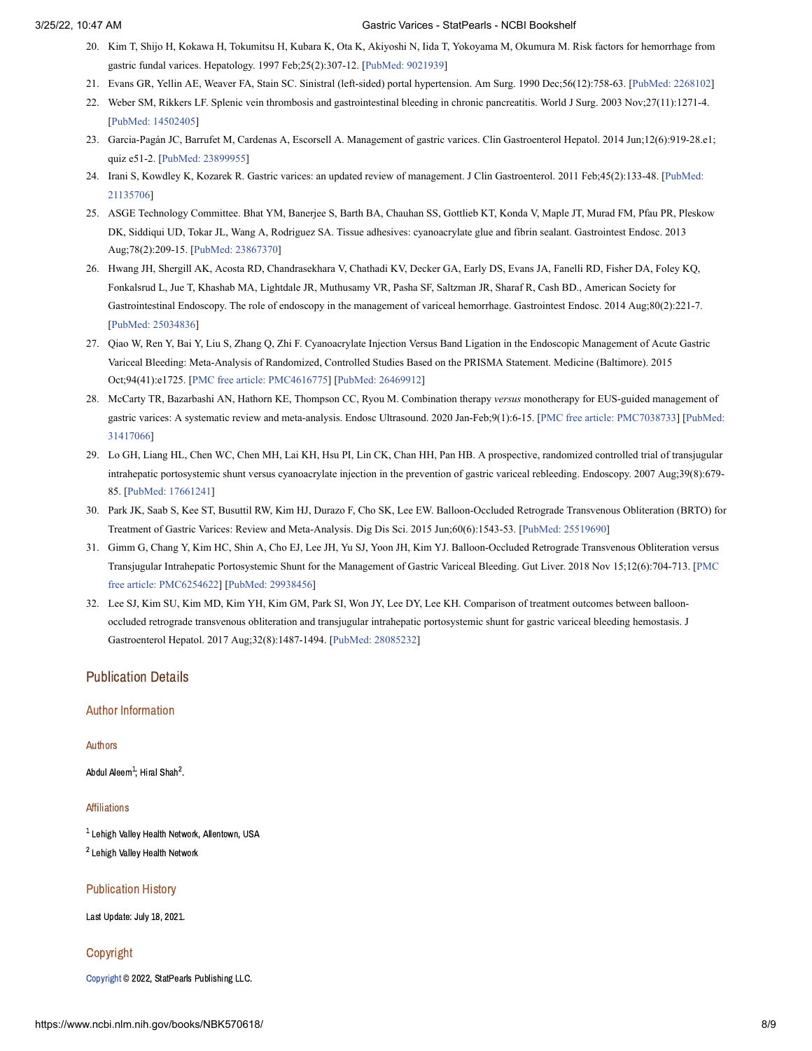20. Kim T, Shijo H, Kokawa H, Tokumitsu H, Kubara K, Ota K, Akiyoshi N, Iida T, Yokoyama M, Okumura M. Risk factors for hemorrhage from gastric fundal varices. Hepatology. 1997 Feb;25(2):307-12. [PubMed: 9021939]
21. Evans GR, Yellin AE, Weaver FA, Stain SC. Sinistral (left-sided) portal hypertension. Am Surg. 1990 Dec;56(12):758-63. [PubMed: 2268102]
22. Weber SM, Rikkers LF. Splenic vein thrombosis and gastrointestinal bleeding in chronic pancreatitis. World J Surg. 2003 Nov;27(11):1271-4. [PubMed: 14502405]
23. Garcia-Pagán JC, Barrufet M, Cardenas A, Escorsell A. Management of gastric varices. Clin Gastroenterol Hepatol. 2014 Jun;12(6):919-28.e1; quiz e51-2. [PubMed: 23899955]
24. Irani S, Kowdley K, Kozarek R. Gastric varices: an updated review of management. J Clin Gastroenterol. 2011 Feb;45(2):133-48. [PubMed: 21135706]
25. ASGE Technology Committee. Bhat YM, Banerjee S, Barth BA, Chauhan SS, Gottlieb KT, Konda V, Maple JT, Murad FM, Pfau PR, Pleskow DK, Siddiqui UD, Tokar JL, Wang A, Rodriguez SA. Tissue adhesives: cyanoacrylate glue and fibrin sealant. Gastrointest Endosc. 2013 Aug;78(2):209-15. [PubMed: 23867370]
26. Hwang JH, Shergill AK, Acosta RD, Chandrasekhara V, Chathadi KV, Decker GA, Early DS, Evans JA, Fanelli RD, Fisher DA, Foley KQ, Fonkalsrud L, Jue T, Khashab MA, Lightdale JR, Muthusamy VR, Pasha SF, Saltzman JR, Sharaf R, Cash BD., American Society for Gastrointestinal Endoscopy. The role of endoscopy in the management of variceal hemorrhage. Gastrointest Endosc. 2014 Aug;80(2):221-7. [PubMed: 25034836]
27. Qiao W, Ren Y, Bai Y, Liu S, Zhang Q, Zhi F. Cyanoacrylate Injection Versus Band Ligation in the Endoscopic Management of Acute Gastric Variceal Bleeding: Meta-Analysis of Randomized, Controlled Studies Based on the PRISMA Statement. Medicine (Baltimore). 2015 Oct;94(41):e1725. [PMC free article: PMC4616775] [PubMed: 26469912]
28. McCarty TR, Bazarbashi AN, Hathorn KE, Thompson CC, Ryou M. Combination therapy *versus* monotherapy for EUS-guided management of gastric varices: A systematic review and meta-analysis. Endosc Ultrasound. 2020 Jan-Feb;9(1):6-15. [PMC free article: PMC7038733] [PubMed: 31417066]
29. Lo GH, Liang HL, Chen WC, Chen MH, Lai KH, Hsu PI, Lin CK, Chan HH, Pan HB. A prospective, randomized controlled trial of transjugular intrahepatic portosystemic shunt versus cyanoacrylate injection in the prevention of gastric variceal rebleeding. Endoscopy. 2007 Aug;39(8):679-85. [PubMed: 17661241]
30. Park JK, Saab S, Kee ST, Busuttil RW, Kim HJ, Durazo F, Cho SK, Lee EW. Balloon-Occluded Retrograde Transvenous Obliteration (BRTO) for Treatment of Gastric Varices: Review and Meta-Analysis. Dig Dis Sci. 2015 Jun;60(6):1543-53. [PubMed: 25519690]
31. Gimm G, Chang Y, Kim HC, Shin A, Cho EJ, Lee JH, Yu SJ, Yoon JH, Kim YJ. Balloon-Occluded Retrograde Transvenous Obliteration versus Transjugular Intrahepatic Portosystemic Shunt for the Management of Gastric Variceal Bleeding. Gut Liver. 2018 Nov 15;12(6):704-713. [PMC free article: PMC6254622] [PubMed: 29938456]
32. Lee SJ, Kim SU, Kim MD, Kim YH, Kim GM, Park SI, Won JY, Lee DY, Lee KH. Comparison of treatment outcomes between balloon-occluded retrograde transvenous obliteration and transjugular intrahepatic portosystemic shunt for gastric variceal bleeding hemostasis. J Gastroenterol Hepatol. 2017 Aug;32(8):1487-1494. [PubMed: 28085232]

## Publication Details

### Author Information

#### Authors

Abdul Aleem[1]; Hiral Shah[2].

#### Affiliations

[1] Lehigh Valley Health Network, Allentown, USA

[2] Lehigh Valley Health Network

### Publication History

Last Update: July 18, 2021.

### Copyright

Copyright © 2022, StatPearls Publishing LLC.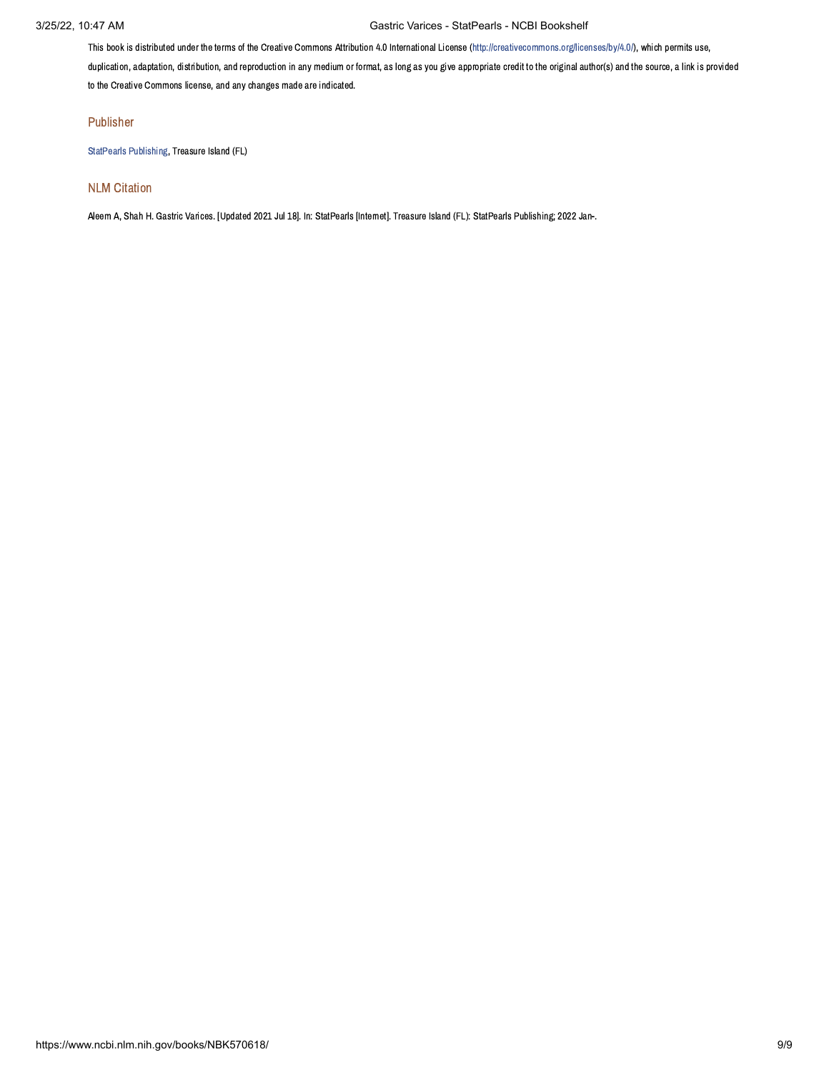This book is distributed under the terms of the Creative Commons Attribution 4.0 International License (http://creativecommons.org/licenses/by/4.0/), which permits use, duplication, adaptation, distribution, and reproduction in any medium or format, as long as you give appropriate credit to the original author(s) and the source, a link is provided to the Creative Commons license, and any changes made are indicated.

## Publisher

StatPearls Publishing, Treasure Island (FL)

## NLM Citation

Aleem A, Shah H. Gastric Varices. [Updated 2021 Jul 18]. In: StatPearls [Internet]. Treasure Island (FL): StatPearls Publishing; 2022 Jan-.